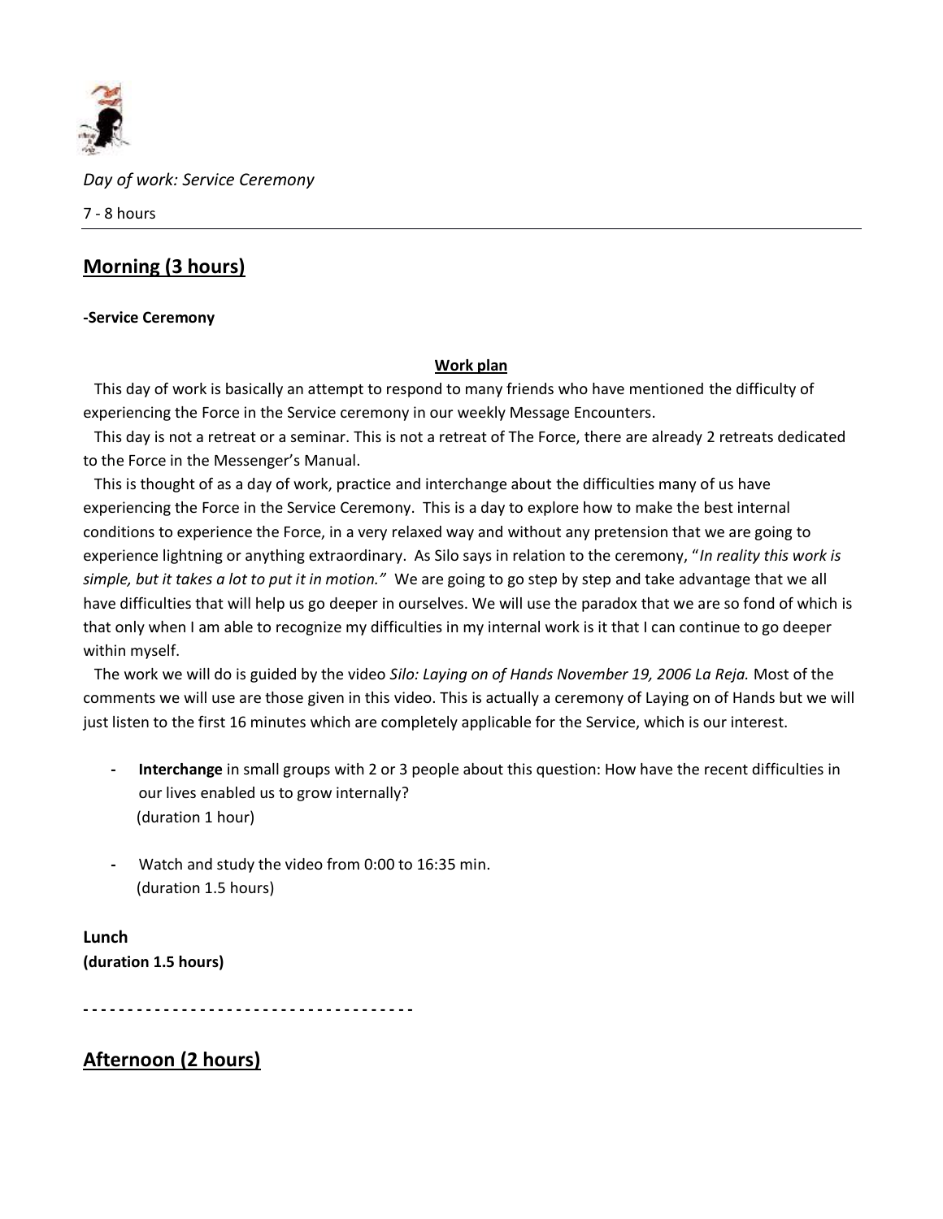*Day of work: Service Ceremony*

7 - 8 hours

---

## Morning (3 hours)

**-Service Ceremony**

**Work plan**

This day of work is basically an attempt to respond to many friends who have mentioned the difficulty of experiencing the Force in the Service ceremony in our weekly Message Encounters.

This day is not a retreat or a seminar. This is not a retreat of The Force, there are already 2 retreats dedicated to the Force in the Messenger's Manual.

This is thought of as a day of work, practice and interchange about the difficulties many of us have experiencing the Force in the Service Ceremony. This is a day to explore how to make the best internal conditions to experience the Force, in a very relaxed way and without any pretension that we are going to experience lightning or anything extraordinary. As Silo says in relation to the ceremony, "*In reality this work is simple, but it takes a lot to put it in motion.*" We are going to go step by step and take advantage that we all have difficulties that will help us go deeper in ourselves. We will use the paradox that we are so fond of which is that only when I am able to recognize my difficulties in my internal work is it that I can continue to go deeper within myself.

The work we will do is guided by the video *Silo: Laying on of Hands November 19, 2006 La Reja.* Most of the comments we will use are those given in this video. This is actually a ceremony of Laying on of Hands but we will just listen to the first 16 minutes which are completely applicable for the Service, which is our interest.

- **Interchange** in small groups with 2 or 3 people about this question: How have the recent difficulties in our lives enabled us to grow internally?
  (duration 1 hour)

- Watch and study the video from 0:00 to 16:35 min.
  (duration 1.5 hours)

**Lunch**
**(duration 1.5 hours)**

- - - - - - - - - - - - - - - - - - - - - - - - - - - - - - - - - - - - -

## Afternoon (2 hours)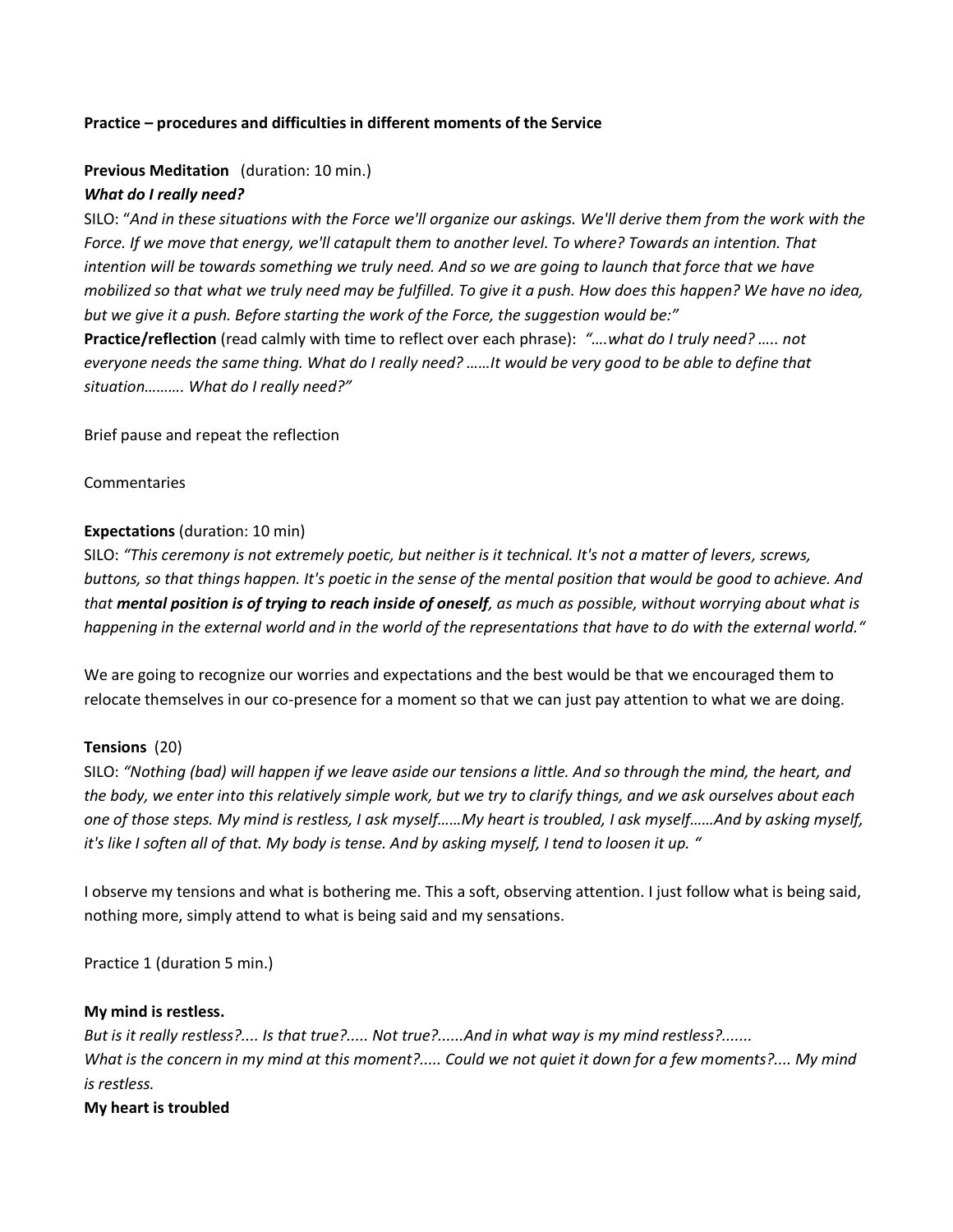**Practice – procedures and difficulties in different moments of the Service**

**Previous Meditation** (duration: 10 min.)

***What do I really need?***

SILO: "*And in these situations with the Force we'll organize our askings. We'll derive them from the work with the Force. If we move that energy, we'll catapult them to another level. To where? Towards an intention. That intention will be towards something we truly need. And so we are going to launch that force that we have mobilized so that what we truly need may be fulfilled. To give it a push. How does this happen? We have no idea, but we give it a push. Before starting the work of the Force, the suggestion would be:"*

**Practice/reflection** (read calmly with time to reflect over each phrase): *"….what do I truly need? ….. not everyone needs the same thing. What do I really need? ……It would be very good to be able to define that situation………. What do I really need?"*

Brief pause and repeat the reflection

Commentaries

**Expectations** (duration: 10 min)

SILO: *"This ceremony is not extremely poetic, but neither is it technical. It's not a matter of levers, screws, buttons, so that things happen. It's poetic in the sense of the mental position that would be good to achieve. And that* ***mental position is of trying to reach inside of oneself****, as much as possible, without worrying about what is happening in the external world and in the world of the representations that have to do with the external world."*

We are going to recognize our worries and expectations and the best would be that we encouraged them to relocate themselves in our co-presence for a moment so that we can just pay attention to what we are doing.

**Tensions** (20)

SILO: *"Nothing (bad) will happen if we leave aside our tensions a little. And so through the mind, the heart, and the body, we enter into this relatively simple work, but we try to clarify things, and we ask ourselves about each one of those steps. My mind is restless, I ask myself……My heart is troubled, I ask myself……And by asking myself, it's like I soften all of that. My body is tense. And by asking myself, I tend to loosen it up. "*

I observe my tensions and what is bothering me. This a soft, observing attention. I just follow what is being said, nothing more, simply attend to what is being said and my sensations.

Practice 1 (duration 5 min.)

**My mind is restless.**

*But is it really restless?.... Is that true?..... Not true?......And in what way is my mind restless?....... What is the concern in my mind at this moment?..... Could we not quiet it down for a few moments?.... My mind is restless.*

**My heart is troubled**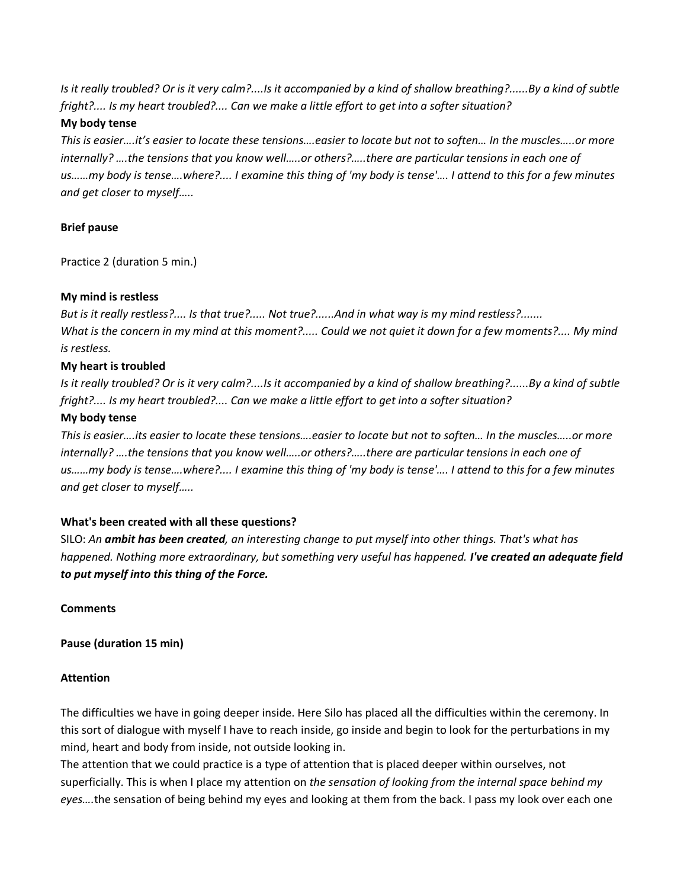*Is it really troubled? Or is it very calm?....Is it accompanied by a kind of shallow breathing?......By a kind of subtle fright?.... Is my heart troubled?.... Can we make a little effort to get into a softer situation?*

**My body tense**

*This is easier….it's easier to locate these tensions….easier to locate but not to soften… In the muscles…..or more internally? ….the tensions that you know well…..or others?…..there are particular tensions in each one of us……my body is tense….where?.... I examine this thing of 'my body is tense'…. I attend to this for a few minutes and get closer to myself…..*

**Brief pause**

Practice 2 (duration 5 min.)

**My mind is restless**

*But is it really restless?.... Is that true?..... Not true?......And in what way is my mind restless?.......*
*What is the concern in my mind at this moment?..... Could we not quiet it down for a few moments?.... My mind is restless.*

**My heart is troubled**

*Is it really troubled? Or is it very calm?....Is it accompanied by a kind of shallow breathing?......By a kind of subtle fright?.... Is my heart troubled?.... Can we make a little effort to get into a softer situation?*

**My body tense**

*This is easier….its easier to locate these tensions….easier to locate but not to soften… In the muscles…..or more internally? ….the tensions that you know well…..or others?…..there are particular tensions in each one of us……my body is tense….where?.... I examine this thing of 'my body is tense'…. I attend to this for a few minutes and get closer to myself…..*

**What's been created with all these questions?**

SILO: *An **ambit has been created**, an interesting change to put myself into other things. That's what has happened. Nothing more extraordinary, but something very useful has happened. **I've created an adequate field to put myself into this thing of the Force.***

**Comments**

**Pause (duration 15 min)**

**Attention**

The difficulties we have in going deeper inside. Here Silo has placed all the difficulties within the ceremony. In this sort of dialogue with myself I have to reach inside, go inside and begin to look for the perturbations in my mind, heart and body from inside, not outside looking in.

The attention that we could practice is a type of attention that is placed deeper within ourselves, not superficially. This is when I place my attention on *the sensation of looking from the internal space behind my eyes….*the sensation of being behind my eyes and looking at them from the back. I pass my look over each one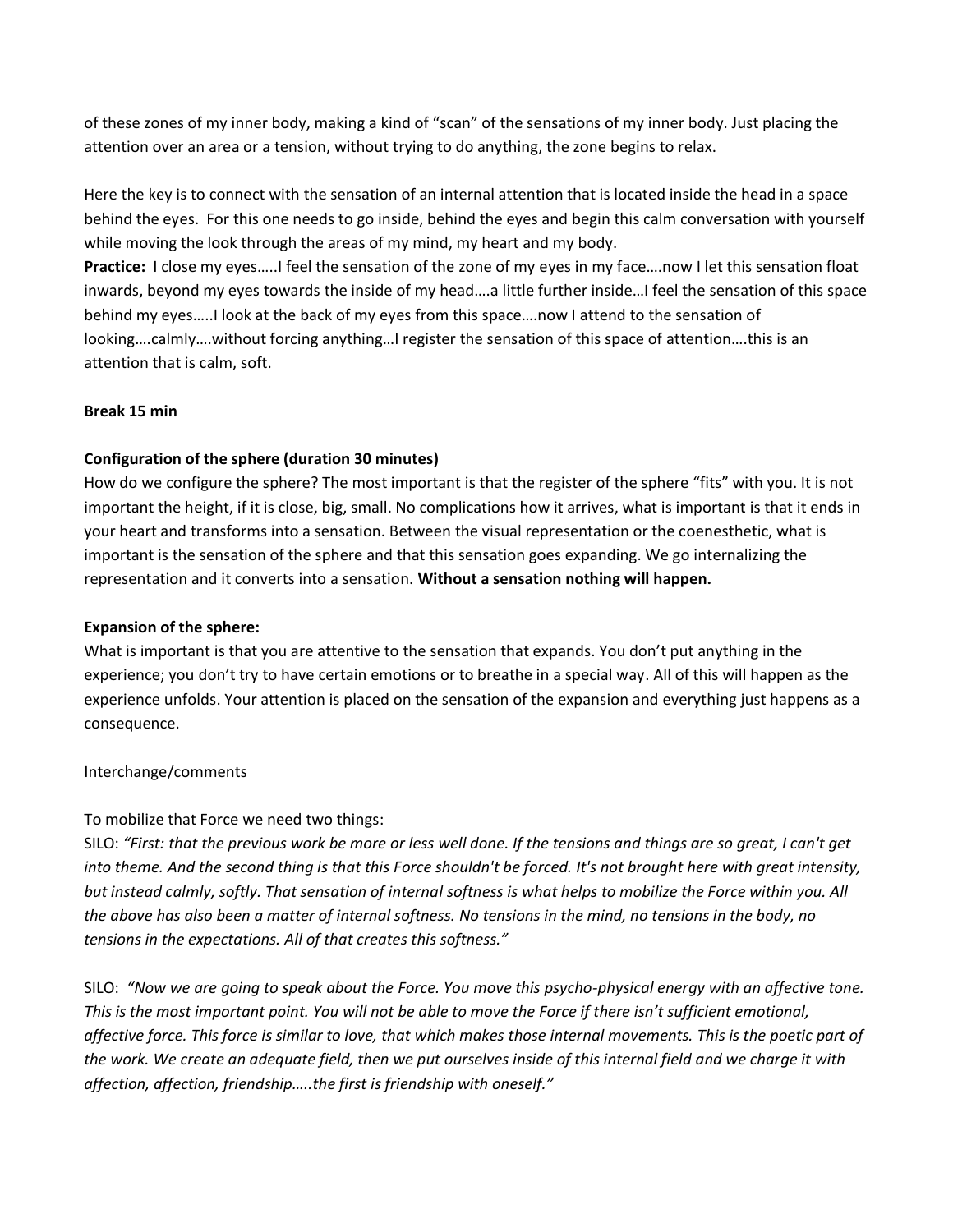of these zones of my inner body, making a kind of "scan" of the sensations of my inner body. Just placing the attention over an area or a tension, without trying to do anything, the zone begins to relax.

Here the key is to connect with the sensation of an internal attention that is located inside the head in a space behind the eyes. For this one needs to go inside, behind the eyes and begin this calm conversation with yourself while moving the look through the areas of my mind, my heart and my body.

**Practice:** I close my eyes…..I feel the sensation of the zone of my eyes in my face….now I let this sensation float inwards, beyond my eyes towards the inside of my head….a little further inside…I feel the sensation of this space behind my eyes…..I look at the back of my eyes from this space….now I attend to the sensation of looking….calmly….without forcing anything…I register the sensation of this space of attention….this is an attention that is calm, soft.

**Break 15 min**

**Configuration of the sphere (duration 30 minutes)**

How do we configure the sphere? The most important is that the register of the sphere "fits" with you. It is not important the height, if it is close, big, small. No complications how it arrives, what is important is that it ends in your heart and transforms into a sensation. Between the visual representation or the coenesthetic, what is important is the sensation of the sphere and that this sensation goes expanding. We go internalizing the representation and it converts into a sensation. **Without a sensation nothing will happen.**

**Expansion of the sphere:**

What is important is that you are attentive to the sensation that expands. You don't put anything in the experience; you don't try to have certain emotions or to breathe in a special way. All of this will happen as the experience unfolds. Your attention is placed on the sensation of the expansion and everything just happens as a consequence.

Interchange/comments

To mobilize that Force we need two things:

SILO: *"First: that the previous work be more or less well done. If the tensions and things are so great, I can't get into theme. And the second thing is that this Force shouldn't be forced. It's not brought here with great intensity, but instead calmly, softly. That sensation of internal softness is what helps to mobilize the Force within you. All the above has also been a matter of internal softness. No tensions in the mind, no tensions in the body, no tensions in the expectations. All of that creates this softness."*

SILO: *"Now we are going to speak about the Force. You move this psycho-physical energy with an affective tone. This is the most important point. You will not be able to move the Force if there isn't sufficient emotional, affective force. This force is similar to love, that which makes those internal movements. This is the poetic part of the work. We create an adequate field, then we put ourselves inside of this internal field and we charge it with affection, affection, friendship…..the first is friendship with oneself."*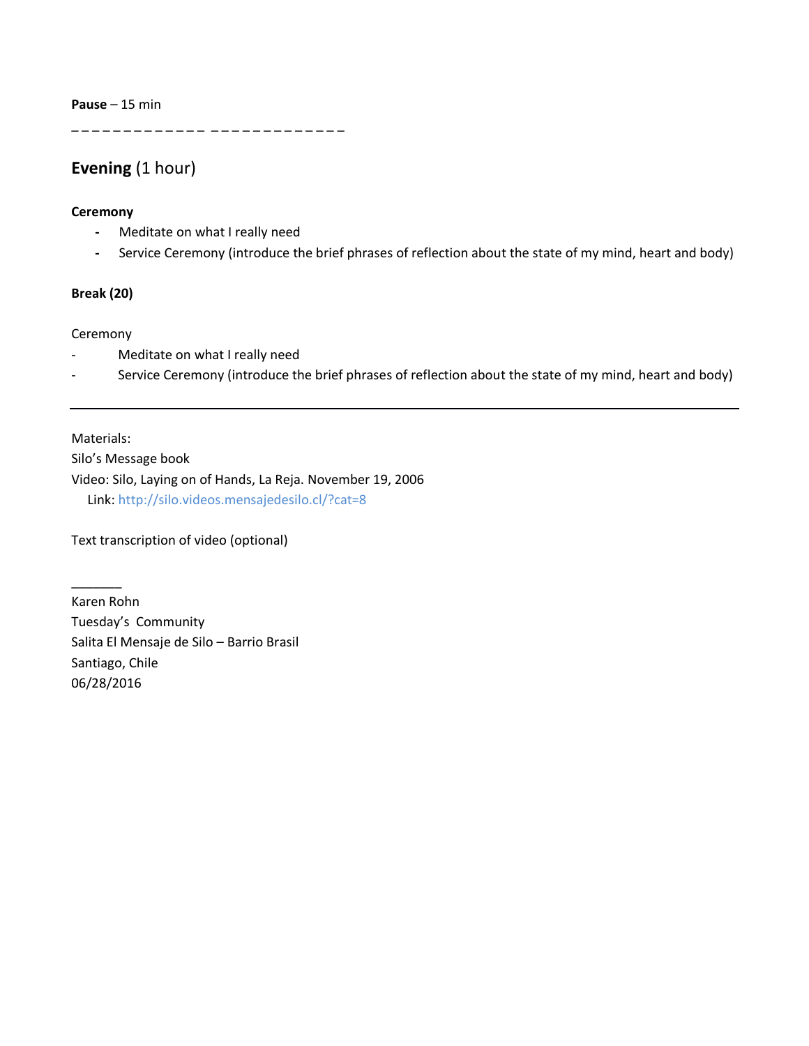**Pause** – 15 min

_ _ _ _ _ _ _ _ _ _ _ _ _ _ _ _ _ _ _ _ _ _ _ _ _ _

## **Evening** (1 hour)

**Ceremony**

- Meditate on what I really need
- Service Ceremony (introduce the brief phrases of reflection about the state of my mind, heart and body)

**Break (20)**

Ceremony

- Meditate on what I really need
- Service Ceremony (introduce the brief phrases of reflection about the state of my mind, heart and body)

---

Materials:
Silo's Message book
Video: Silo, Laying on of Hands, La Reja. November 19, 2006
Link: http://silo.videos.mensajedesilo.cl/?cat=8

Text transcription of video (optional)

_______
Karen Rohn
Tuesday's Community
Salita El Mensaje de Silo – Barrio Brasil
Santiago, Chile
06/28/2016